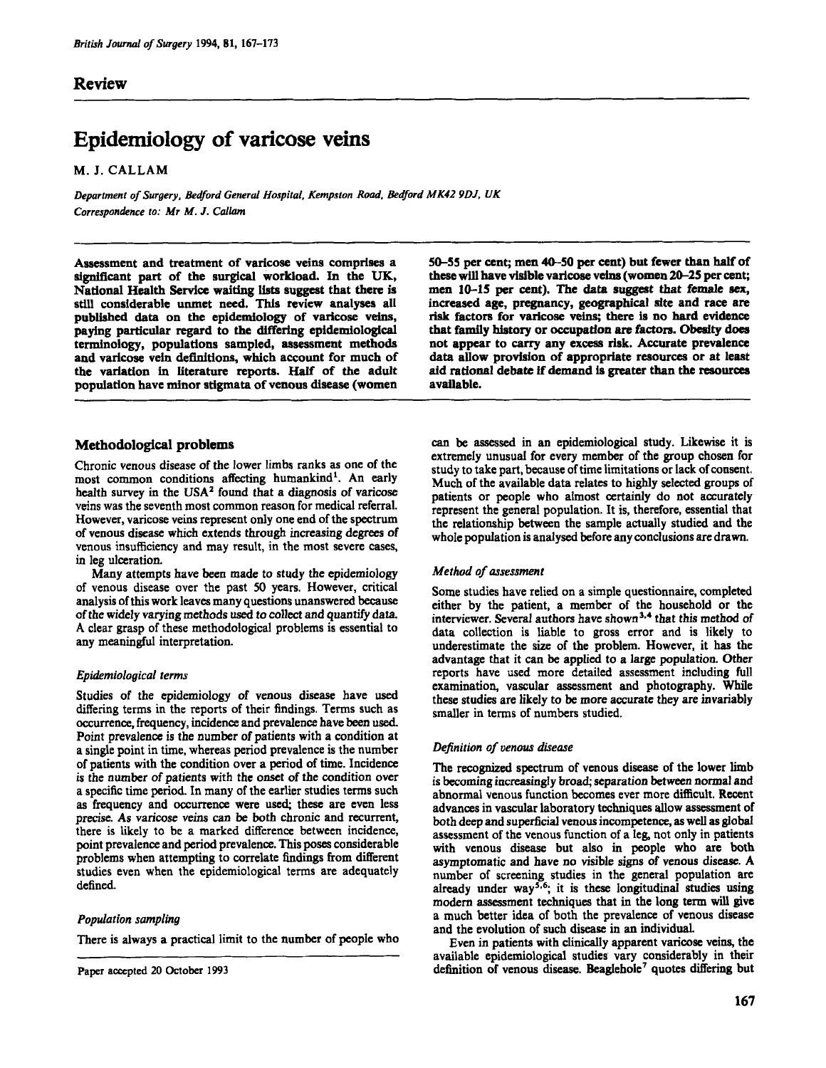## Review

# Epidemiology of varicose veins

M. J. CALLAM

*Department of Surgery, Bedford General Hospital, Kempston Road, Bedford MK42 9DJ, UK*
*Correspondence to: Mr M. J. Callam*

**Assessment and treatment of varicose veins comprises a significant part of the surgical workload. In the UK, National Health Service waiting lists suggest that there is still considerable unmet need. This review analyses all published data on the epidemiology of varicose veins, paying particular regard to the differing epidemiological terminology, populations sampled, assessment methods and varicose vein definitions, which account for much of the variation in literature reports. Half of the adult population have minor stigmata of venous disease (women 50–55 per cent; men 40–50 per cent) but fewer than half of these will have visible varicose veins (women 20–25 per cent; men 10–15 per cent). The data suggest that female sex, increased age, pregnancy, geographical site and race are risk factors for varicose veins; there is no hard evidence that family history or occupation are factors. Obesity does not appear to carry any excess risk. Accurate prevalence data allow provision of appropriate resources or at least aid rational debate if demand is greater than the resources available.**

## Methodological problems

Chronic venous disease of the lower limbs ranks as one of the most common conditions affecting humankind[1]. An early health survey in the USA[2] found that a diagnosis of varicose veins was the seventh most common reason for medical referral. However, varicose veins represent only one end of the spectrum of venous disease which extends through increasing degrees of venous insufficiency and may result, in the most severe cases, in leg ulceration.

Many attempts have been made to study the epidemiology of venous disease over the past 50 years. However, critical analysis of this work leaves many questions unanswered because of the widely varying methods used to collect and quantify data. A clear grasp of these methodological problems is essential to any meaningful interpretation.

### *Epidemiological terms*

Studies of the epidemiology of venous disease have used differing terms in the reports of their findings. Terms such as occurrence, frequency, incidence and prevalence have been used. Point prevalence is the number of patients with a condition at a single point in time, whereas period prevalence is the number of patients with the condition over a period of time. Incidence is the number of patients with the onset of the condition over a specific time period. In many of the earlier studies terms such as frequency and occurrence were used; these are even less precise. As varicose veins can be both chronic and recurrent, there is likely to be a marked difference between incidence, point prevalence and period prevalence. This poses considerable problems when attempting to correlate findings from different studies even when the epidemiological terms are adequately defined.

### *Population sampling*

There is always a practical limit to the number of people who can be assessed in an epidemiological study. Likewise it is extremely unusual for every member of the group chosen for study to take part, because of time limitations or lack of consent. Much of the available data relates to highly selected groups of patients or people who almost certainly do not accurately represent the general population. It is, therefore, essential that the relationship between the sample actually studied and the whole population is analysed before any conclusions are drawn.

### *Method of assessment*

Some studies have relied on a simple questionnaire, completed either by the patient, a member of the household or the interviewer. Several authors have shown[3,4] that this method of data collection is liable to gross error and is likely to underestimate the size of the problem. However, it has the advantage that it can be applied to a large population. Other reports have used more detailed assessment including full examination, vascular assessment and photography. While these studies are likely to be more accurate they are invariably smaller in terms of numbers studied.

### *Definition of venous disease*

The recognized spectrum of venous disease of the lower limb is becoming increasingly broad; separation between normal and abnormal venous function becomes ever more difficult. Recent advances in vascular laboratory techniques allow assessment of both deep and superficial venous incompetence, as well as global assessment of the venous function of a leg, not only in patients with venous disease but also in people who are both asymptomatic and have no visible signs of venous disease. A number of screening studies in the general population are already under way[5,6]; it is these longitudinal studies using modern assessment techniques that in the long term will give a much better idea of both the prevalence of venous disease and the evolution of such disease in an individual.

Even in patients with clinically apparent varicose veins, the available epidemiological studies vary considerably in their definition of venous disease. Beaglehole[7] quotes differing but

Paper accepted 20 October 1993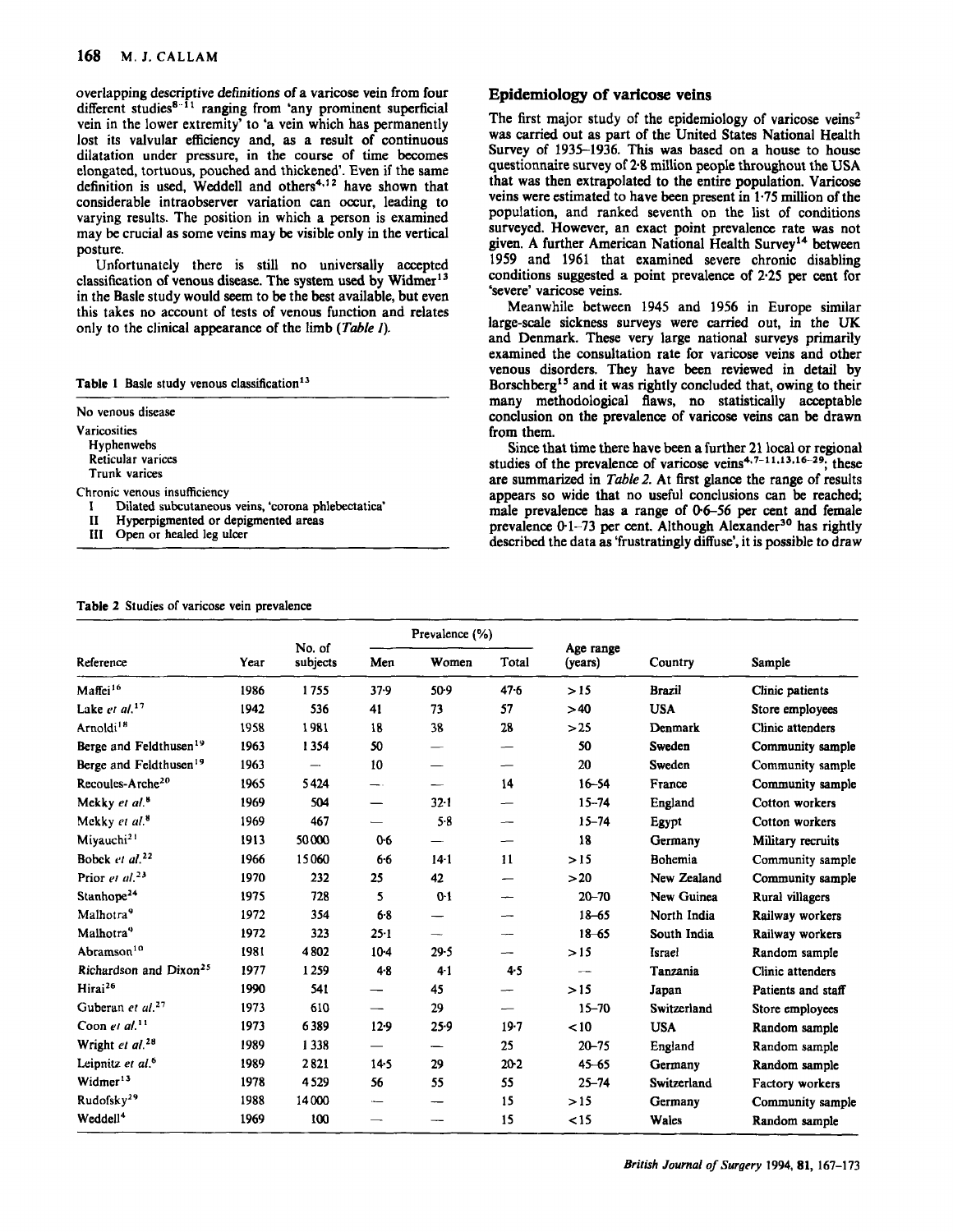overlapping descriptive definitions of a varicose vein from four different studies[8-11] ranging from 'any prominent superficial vein in the lower extremity' to 'a vein which has permanently lost its valvular efficiency and, as a result of continuous dilatation under pressure, in the course of time becomes elongated, tortuous, pouched and thickened'. Even if the same definition is used, Weddell and others[4,12] have shown that considerable intraobserver variation can occur, leading to varying results. The position in which a person is examined may be crucial as some veins may be visible only in the vertical posture.

Unfortunately there is still no universally accepted classification of venous disease. The system used by Widmer[13] in the Basle study would seem to be the best available, but even this takes no account of tests of venous function and relates only to the clinical appearance of the limb (*Table 1*).

**Table 1** Basle study venous classification[13]

No venous disease

Varicosities
- Hyphenwebs
- Reticular varices
- Trunk varices

Chronic venous insufficiency
- I Dilated subcutaneous veins, 'corona phlebectatica'
- II Hyperpigmented or depigmented areas
- III Open or healed leg ulcer

## Epidemiology of varicose veins

The first major study of the epidemiology of varicose veins[2] was carried out as part of the United States National Health Survey of 1935–1936. This was based on a house to house questionnaire survey of 2·8 million people throughout the USA that was then extrapolated to the entire population. Varicose veins were estimated to have been present in 1·75 million of the population, and ranked seventh on the list of conditions surveyed. However, an exact point prevalence rate was not given. A further American National Health Survey[14] between 1959 and 1961 that examined severe chronic disabling conditions suggested a point prevalence of 2·25 per cent for 'severe' varicose veins.

Meanwhile between 1945 and 1956 in Europe similar large-scale sickness surveys were carried out, in the UK and Denmark. These very large national surveys primarily examined the consultation rate for varicose veins and other venous disorders. They have been reviewed in detail by Borschberg[15] and it was rightly concluded that, owing to their many methodological flaws, no statistically acceptable conclusion on the prevalence of varicose veins can be drawn from them.

Since that time there have been a further 21 local or regional studies of the prevalence of varicose veins[4,7-11,13,16-29]; these are summarized in *Table 2*. At first glance the range of results appears so wide that no useful conclusions can be reached; male prevalence has a range of 0·6–56 per cent and female prevalence 0·1–73 per cent. Although Alexander[30] has rightly described the data as 'frustratingly diffuse', it is possible to draw

**Table 2** Studies of varicose vein prevalence

| Reference | Year | No. of subjects | Prevalence (%) | | | Age range (years) | Country | Sample |
|---|---|---|---|---|---|---|---|---|
| | | | Men | Women | Total | | | |
| Maffei[16] | 1986 | 1755 | 37·9 | 50·9 | 47·6 | >15 | Brazil | Clinic patients |
| Lake *et al.*[17] | 1942 | 536 | 41 | 73 | 57 | >40 | USA | Store employees |
| Arnoldi[18] | 1958 | 1981 | 18 | 38 | 28 | >25 | Denmark | Clinic attenders |
| Berge and Feldthusen[19] | 1963 | 1354 | 50 | — | — | 50 | Sweden | Community sample |
| Berge and Feldthusen[19] | 1963 | — | 10 | — | — | 20 | Sweden | Community sample |
| Recoules-Arche[20] | 1965 | 5424 | — | — | 14 | 16–54 | France | Community sample |
| Mekky *et al.*[8] | 1969 | 504 | — | 32·1 | — | 15–74 | England | Cotton workers |
| Mekky *et al.*[8] | 1969 | 467 | — | 5·8 | — | 15–74 | Egypt | Cotton workers |
| Miyauchi[21] | 1913 | 50000 | 0·6 | — | — | 18 | Germany | Military recruits |
| Bobek *et al.*[22] | 1966 | 15060 | 6·6 | 14·1 | 11 | >15 | Bohemia | Community sample |
| Prior *et al.*[23] | 1970 | 232 | 25 | 42 | — | >20 | New Zealand | Community sample |
| Stanhope[24] | 1975 | 728 | 5 | 0·1 | — | 20–70 | New Guinea | Rural villagers |
| Malhotra[9] | 1972 | 354 | 6·8 | — | — | 18–65 | North India | Railway workers |
| Malhotra[9] | 1972 | 323 | 25·1 | — | — | 18–65 | South India | Railway workers |
| Abramson[10] | 1981 | 4802 | 10·4 | 29·5 | — | >15 | Israel | Random sample |
| Richardson and Dixon[25] | 1977 | 1259 | 4·8 | 4·1 | 4·5 | — | Tanzania | Clinic attenders |
| Hirai[26] | 1990 | 541 | — | 45 | — | >15 | Japan | Patients and staff |
| Guberan *et al.*[27] | 1973 | 610 | — | 29 | — | 15–70 | Switzerland | Store employees |
| Coon *et al.*[11] | 1973 | 6389 | 12·9 | 25·9 | 19·7 | <10 | USA | Random sample |
| Wright *et al.*[28] | 1989 | 1338 | — | — | 25 | 20–75 | England | Random sample |
| Leipnitz *et al.*[6] | 1989 | 2821 | 14·5 | 29 | 20·2 | 45–65 | Germany | Random sample |
| Widmer[13] | 1978 | 4529 | 56 | 55 | 55 | 25–74 | Switzerland | Factory workers |
| Rudofsky[29] | 1988 | 14000 | — | — | 15 | >15 | Germany | Community sample |
| Weddell[4] | 1969 | 100 | — | — | 15 | <15 | Wales | Random sample |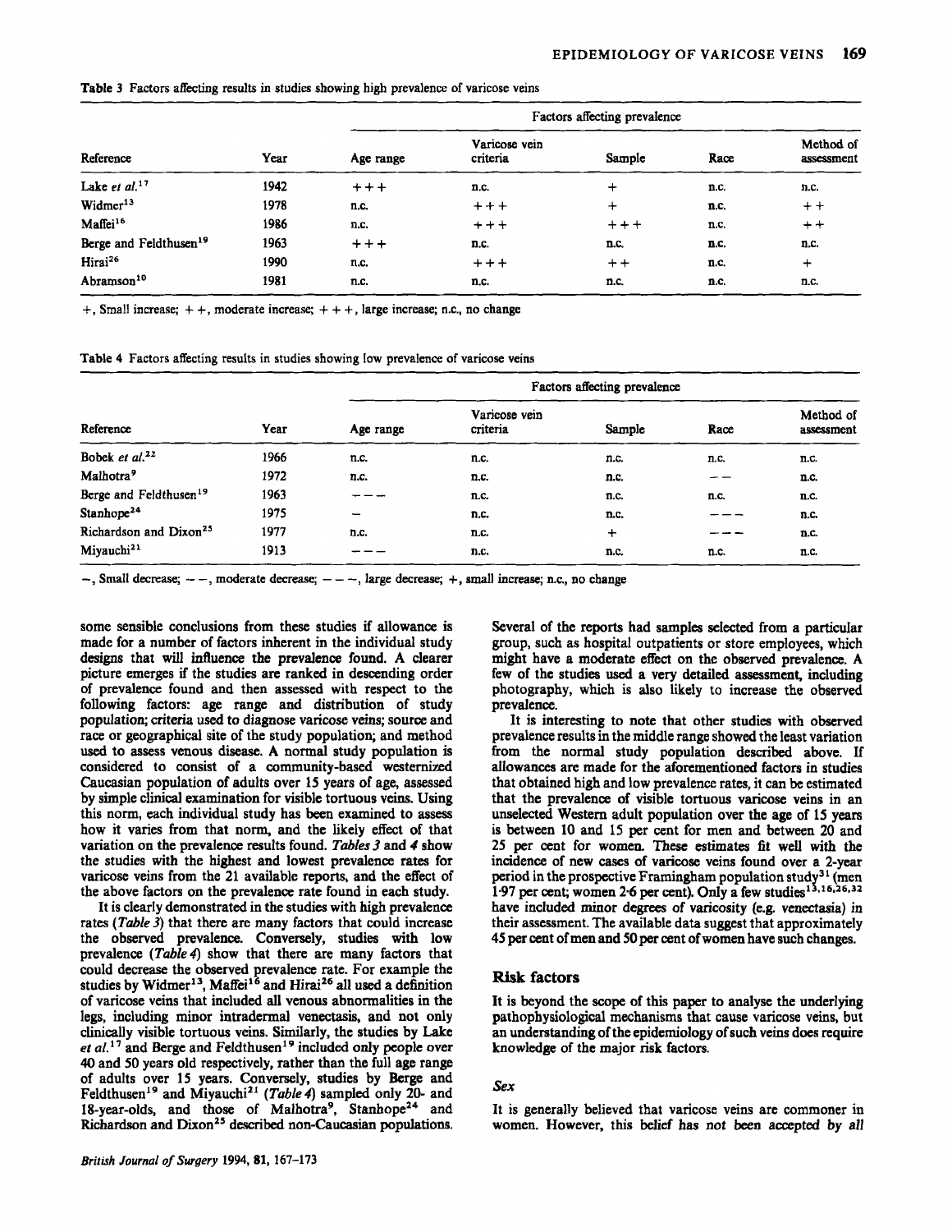**Table 3** Factors affecting results in studies showing high prevalence of varicose veins

| Reference | Year | Factors affecting prevalence | | | | |
|---|---|---|---|---|---|---|
| | | Age range | Varicose vein criteria | Sample | Race | Method of assessment |
| Lake *et al.*[17] | 1942 | + + + | n.c. | + | n.c. | n.c. |
| Widmer[13] | 1978 | n.c. | + + + | + | n.c. | + + |
| Maffei[16] | 1986 | n.c. | + + + | + + + | n.c. | + + |
| Berge and Feldthusen[19] | 1963 | + + + | n.c. | n.c. | n.c. | n.c. |
| Hirai[26] | 1990 | n.c. | + + + | + + | n.c. | + |
| Abramson[10] | 1981 | n.c. | n.c. | n.c. | n.c. | n.c. |

+, Small increase; + +, moderate increase; + + +, large increase; n.c., no change

**Table 4** Factors affecting results in studies showing low prevalence of varicose veins

| Reference | Year | Factors affecting prevalence | | | | |
|---|---|---|---|---|---|---|
| | | Age range | Varicose vein criteria | Sample | Race | Method of assessment |
| Bobek *et al.*[22] | 1966 | n.c. | n.c. | n.c. | n.c. | n.c. |
| Malhotra[9] | 1972 | n.c. | n.c. | n.c. | − − | n.c. |
| Berge and Feldthusen[19] | 1963 | − − − | n.c. | n.c. | n.c. | n.c. |
| Stanhope[24] | 1975 | − | n.c. | n.c. | − − − | n.c. |
| Richardson and Dixon[25] | 1977 | n.c. | n.c. | + | − − − | n.c. |
| Miyauchi[21] | 1913 | − − − | n.c. | n.c. | n.c. | n.c. |

−, Small decrease; − −, moderate decrease; − − −, large decrease; +, small increase; n.c., no change

some sensible conclusions from these studies if allowance is made for a number of factors inherent in the individual study designs that will influence the prevalence found. A clearer picture emerges if the studies are ranked in descending order of prevalence found and then assessed with respect to the following factors: age range and distribution of study population; criteria used to diagnose varicose veins; source and race or geographical site of the study population; and method used to assess venous disease. A normal study population is considered to consist of a community-based westernized Caucasian population of adults over 15 years of age, assessed by simple clinical examination for visible tortuous veins. Using this norm, each individual study has been examined to assess how it varies from that norm, and the likely effect of that variation on the prevalence results found. *Tables 3* and *4* show the studies with the highest and lowest prevalence rates for varicose veins from the 21 available reports, and the effect of the above factors on the prevalence rate found in each study.

It is clearly demonstrated in the studies with high prevalence rates (*Table 3*) that there are many factors that could increase the observed prevalence. Conversely, studies with low prevalence (*Table 4*) show that there are many factors that could decrease the observed prevalence rate. For example the studies by Widmer[13], Maffei[16] and Hirai[26] all used a definition of varicose veins that included all venous abnormalities in the legs, including minor intradermal venectasis, and not only clinically visible tortuous veins. Similarly, the studies by Lake *et al.*[17] and Berge and Feldthusen[19] included only people over 40 and 50 years old respectively, rather than the full age range of adults over 15 years. Conversely, studies by Berge and Feldthusen[19] and Miyauchi[21] (*Table 4*) sampled only 20- and 18-year-olds, and those of Malhotra[9], Stanhope[24] and Richardson and Dixon[25] described non-Caucasian populations. Several of the reports had samples selected from a particular group, such as hospital outpatients or store employees, which might have a moderate effect on the observed prevalence. A few of the studies used a very detailed assessment, including photography, which is also likely to increase the observed prevalence.

It is interesting to note that other studies with observed prevalence results in the middle range showed the least variation from the normal study population described above. If allowances are made for the aforementioned factors in studies that obtained high and low prevalence rates, it can be estimated that the prevalence of visible tortuous varicose veins in an unselected Western adult population over the age of 15 years is between 10 and 15 per cent for men and between 20 and 25 per cent for women. These estimates fit well with the incidence of new cases of varicose veins found over a 2-year period in the prospective Framingham population study[31] (men 1·97 per cent; women 2·6 per cent). Only a few studies[13,16,26,32] have included minor degrees of varicosity (e.g. venectasia) in their assessment. The available data suggest that approximately 45 per cent of men and 50 per cent of women have such changes.

## Risk factors

It is beyond the scope of this paper to analyse the underlying pathophysiological mechanisms that cause varicose veins, but an understanding of the epidemiology of such veins does require knowledge of the major risk factors.

### *Sex*

It is generally believed that varicose veins are commoner in women. However, this belief has not been accepted by all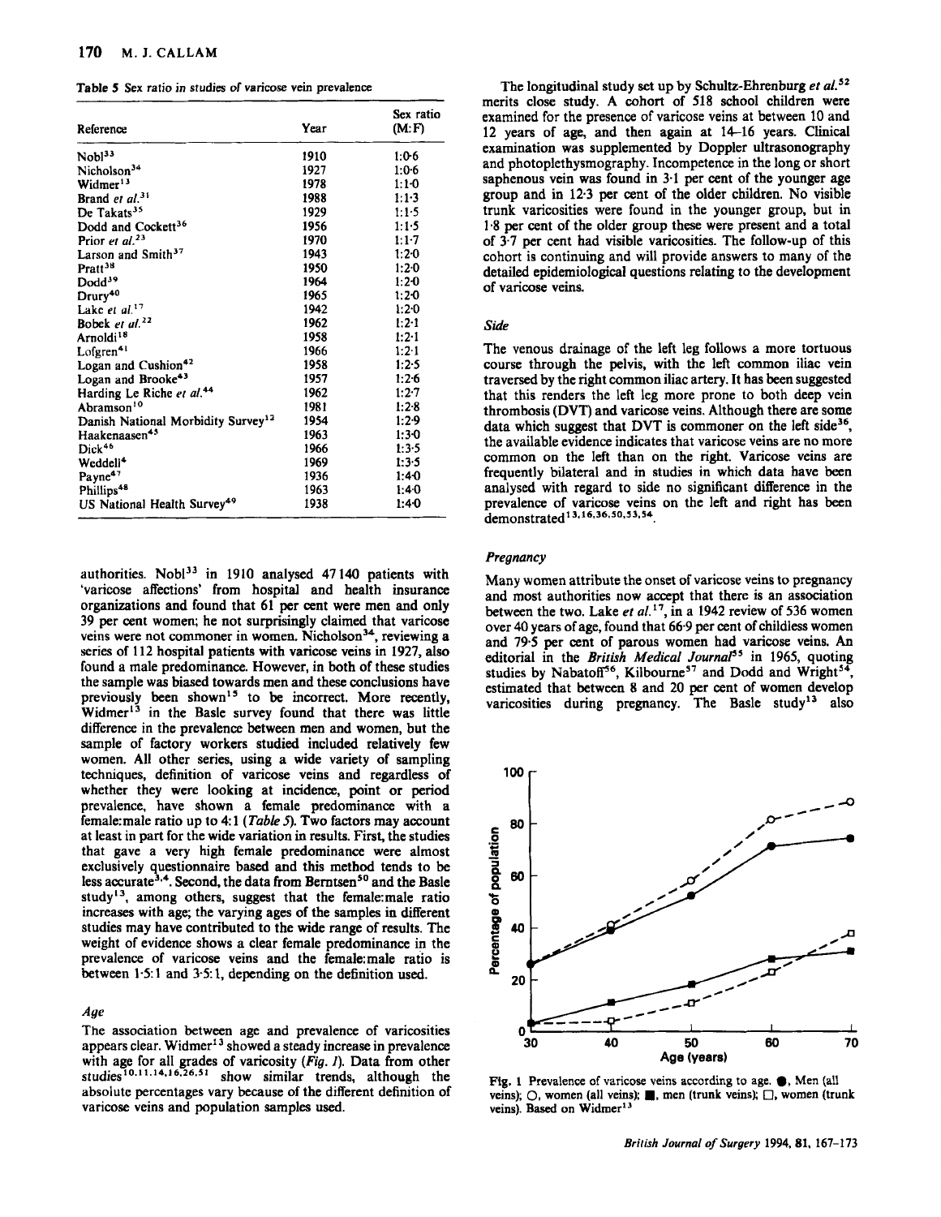Table 5 Sex ratio in studies of varicose vein prevalence

| Reference | Year | Sex ratio (M:F) |
|---|---|---|
| Nobl[33] | 1910 | 1:0·6 |
| Nicholson[34] | 1927 | 1:0·6 |
| Widmer[13] | 1978 | 1:1·0 |
| Brand *et al.*[31] | 1988 | 1:1·3 |
| De Takats[35] | 1929 | 1:1·5 |
| Dodd and Cockett[36] | 1956 | 1:1·5 |
| Prior *et al.*[23] | 1970 | 1:1·7 |
| Larson and Smith[37] | 1943 | 1:2·0 |
| Pratt[38] | 1950 | 1:2·0 |
| Dodd[39] | 1964 | 1:2·0 |
| Drury[40] | 1965 | 1:2·0 |
| Lake *et al.*[17] | 1942 | 1:2·0 |
| Bobek *et al.*[22] | 1962 | 1:2·1 |
| Arnoldi[18] | 1958 | 1:2·1 |
| Lofgren[41] | 1966 | 1:2·1 |
| Logan and Cushion[42] | 1958 | 1:2·5 |
| Logan and Brooke[43] | 1957 | 1:2·6 |
| Harding Le Riche *et al.*[44] | 1962 | 1:2·7 |
| Abramson[10] | 1981 | 1:2·8 |
| Danish National Morbidity Survey[12] | 1954 | 1:2·9 |
| Haakenaasen[45] | 1963 | 1:3·0 |
| Dick[46] | 1966 | 1:3·5 |
| Weddell[4] | 1969 | 1:3·5 |
| Payne[47] | 1936 | 1:4·0 |
| Phillips[48] | 1963 | 1:4·0 |
| US National Health Survey[49] | 1938 | 1:4·0 |

authorities. Nobl[33] in 1910 analysed 47 140 patients with 'varicose affections' from hospital and health insurance organizations and found that 61 per cent were men and only 39 per cent women; he not surprisingly claimed that varicose veins were not commoner in women. Nicholson[34], reviewing a series of 112 hospital patients with varicose veins in 1927, also found a male predominance. However, in both of these studies the sample was biased towards men and these conclusions have previously been shown[15] to be incorrect. More recently, Widmer[13] in the Basle survey found that there was little difference in the prevalence between men and women, but the sample of factory workers studied included relatively few women. All other series, using a wide variety of sampling techniques, definition of varicose veins and regardless of whether they were looking at incidence, point or period prevalence, have shown a female predominance with a female:male ratio up to 4:1 (*Table 5*). Two factors may account at least in part for the wide variation in results. First, the studies that gave a very high female predominance were almost exclusively questionnaire based and this method tends to be less accurate[3,4]. Second, the data from Berntsen[50] and the Basle study[13], among others, suggest that the female:male ratio increases with age; the varying ages of the samples in different studies may have contributed to the wide range of results. The weight of evidence shows a clear female predominance in the prevalence of varicose veins and the female:male ratio is between 1·5:1 and 3·5:1, depending on the definition used.

### *Age*

The association between age and prevalence of varicosities appears clear. Widmer[13] showed a steady increase in prevalence with age for all grades of varicosity (*Fig. 1*). Data from other studies[10,11,14,16,26,51] show similar trends, although the absolute percentages vary because of the different definition of varicose veins and population samples used.

The longitudinal study set up by Schultz-Ehrenburg *et al.*[52] merits close study. A cohort of 518 school children were examined for the presence of varicose veins at between 10 and 12 years of age, and then again at 14–16 years. Clinical examination was supplemented by Doppler ultrasonography and photoplethysmography. Incompetence in the long or short saphenous vein was found in 3·1 per cent of the younger age group and in 12·3 per cent of the older children. No visible trunk varicosities were found in the younger group, but in 1·8 per cent of the older group these were present and a total of 3·7 per cent had visible varicosities. The follow-up of this cohort is continuing and will provide answers to many of the detailed epidemiological questions relating to the development of varicose veins.

### *Side*

The venous drainage of the left leg follows a more tortuous course through the pelvis, with the left common iliac vein traversed by the right common iliac artery. It has been suggested that this renders the left leg more prone to both deep vein thrombosis (DVT) and varicose veins. Although there are some data which suggest that DVT is commoner on the left side[36], the available evidence indicates that varicose veins are no more common on the left than on the right. Varicose veins are frequently bilateral and in studies in which data have been analysed with regard to side no significant difference in the prevalence of varicose veins on the left and right has been demonstrated[13,16,36,50,53,54].

### *Pregnancy*

Many women attribute the onset of varicose veins to pregnancy and most authorities now accept that there is an association between the two. Lake *et al.*[17], in a 1942 review of 536 women over 40 years of age, found that 66·9 per cent of childless women and 79·5 per cent of parous women had varicose veins. An editorial in the *British Medical Journal*[55] in 1965, quoting studies by Nabatoff[56], Kilbourne[57] and Dodd and Wright[58], estimated that between 8 and 20 per cent of women develop varicosities during pregnancy. The Basle study[13] also

Fig. 1 Prevalence of varicose veins according to age. ●, Men (all veins); ○, women (all veins); ■, men (trunk veins); □, women (trunk veins). Based on Widmer[13]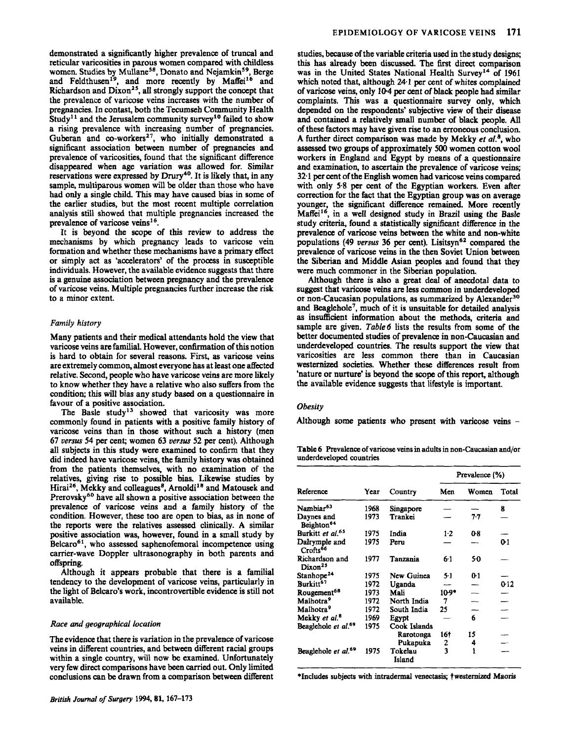demonstrated a significantly higher prevalence of truncal and reticular varicosities in parous women compared with childless women. Studies by Mullane[58], Donato and Nejamkin[59], Berge and Feldthusen[19], and more recently by Maffei[16] and Richardson and Dixon[25], all strongly support the concept that the prevalence of varicose veins increases with the number of pregnancies. In contast, both the Tecumseh Community Health Study[11] and the Jerusalem community survey[10] failed to show a rising prevalence with increasing number of pregnancies. Guberan and co-workers[27], who initially demonstrated a significant association between number of pregnancies and prevalence of varicosities, found that the significant difference disappeared when age variation was allowed for. Similar reservations were expressed by Drury[40]. It is likely that, in any sample, multiparous women will be older than those who have had only a single child. This may have caused bias in some of the earlier studies, but the most recent multiple correlation analysis still showed that multiple pregnancies increased the prevalence of varicose veins[16].

It is beyond the scope of this review to address the mechanisms by which pregnancy leads to varicose vein formation and whether these mechanisms have a primary effect or simply act as 'accelerators' of the process in susceptible individuals. However, the available evidence suggests that there is a genuine association between pregnancy and the prevalence of varicose veins. Multiple pregnancies further increase the risk to a minor extent.

### *Family history*

Many patients and their medical attendants hold the view that varicose veins are familial. However, confirmation of this notion is hard to obtain for several reasons. First, as varicose veins are extremely common, almost everyone has at least one affected relative. Second, people who have varicose veins are more likely to know whether they have a relative who also suffers from the condition; this will bias any study based on a questionnaire in favour of a positive association.

The Basle study[13] showed that varicosity was more commonly found in patients with a positive family history of varicose veins than in those without such a history (men 67 *versus* 54 per cent; women 63 *versus* 52 per cent). Although all subjects in this study were examined to confirm that they did indeed have varicose veins, the family history was obtained from the patients themselves, with no examination of the relatives, giving rise to possible bias. Likewise studies by Hirai[26], Mekky and colleagues[8], Arnoldi[18] and Matousek and Prerovsky[60] have all shown a positive association between the prevalence of varicose veins and a family history of the condition. However, these too are open to bias, as in none of the reports were the relatives assessed clinically. A similar positive association was, however, found in a small study by Belcaro[61], who assessed saphenofemoral incompetence using carrier-wave Doppler ultrasonography in both parents and offspring.

Although it appears probable that there is a familial tendency to the development of varicose veins, particularly in the light of Belcaro's work, incontrovertible evidence is still not available.

### *Race and geographical location*

The evidence that there is variation in the prevalence of varicose veins in different countries, and between different racial groups within a single country, will now be examined. Unfortunately very few direct comparisons have been carried out. Only limited conclusions can be drawn from a comparison between different studies, because of the variable criteria used in the study designs; this has already been discussed. The first direct comparison was in the United States National Health Survey[14] of 1961 which noted that, although 24·1 per cent of whites complained of varicose veins, only 10·4 per cent of black people had similar complaints. This was a questionnaire survey only, which depended on the respondents' subjective view of their disease and contained a relatively small number of black people. All of these factors may have given rise to an erroneous conclusion. A further direct comparison was made by Mekky *et al.*[8], who assessed two groups of approximately 500 women cotton wool workers in England and Egypt by means of a questionnaire and examination, to ascertain the prevalence of varicose veins; 32·1 per cent of the English women had varicose veins compared with only 5·8 per cent of the Egyptian workers. Even after correction for the fact that the Egyptian group was on average younger, the significant difference remained. More recently Maffei[16], in a well designed study in Brazil using the Basle study criteria, found a statistically significant difference in the prevalence of varicose veins between the white and non-white populations (49 *versus* 36 per cent). Lisitsyn[62] compared the prevalence of varicose veins in the then Soviet Union between the Siberian and Middle Asian peoples and found that they were much commoner in the Siberian population.

Although there is also a great deal of anecdotal data to suggest that varicose veins are less common in underdeveloped or non-Caucasian populations, as summarized by Alexander[30] and Beaglehole[7], much of it is unsuitable for detailed analysis as insufficient information about the methods, criteria and sample are given. *Table 6* lists the results from some of the better documented studies of prevalence in non-Caucasian and underdeveloped countries. The results support the view that varicosities are less common there than in Caucasian westernized societies. Whether these differences result from 'nature or nurture' is beyond the scope of this report, although the available evidence suggests that lifestyle is important.

### *Obesity*

Although some patients who present with varicose veins –

**Table 6** Prevalence of varicose veins in adults in non-Caucasian and/or underdeveloped countries

| Reference | Year | Country | Prevalence (%) Men | Women | Total |
|---|---|---|---|---|---|
| Nambiar[63] | 1968 | Singapore | — | — | 8 |
| Daynes and Beighton[64] | 1973 | Trankei | — | 7·7 | — |
| Burkitt *et al.*[65] | 1975 | India | 1·2 | 0·8 | — |
| Dalrymple and Crofts[66] | 1975 | Peru | — | — | 0·1 |
| Richardson and Dixon[25] | 1977 | Tanzania | 6·1 | 5·0 | — |
| Stanhope[24] | 1975 | New Guinea | 5·1 | 0·1 | — |
| Burkitt[67] | 1972 | Uganda | — | — | 0·12 |
| Rougement[68] | 1973 | Mali | 10·9* | — | — |
| Malhotra[9] | 1972 | North India | 7 | — | — |
| Malhotra[9] | 1972 | South India | 25 | — | — |
| Mekky *et al.*[8] | 1969 | Egypt | — | 6 | — |
| Beaglehole *et al.*[69] | 1975 | Cook Islands | | | |
| | | Rarotonga | 16† | 15 | — |
| | | Pukapuka | 2 | 4 | — |
| Beaglehole *et al.*[69] | 1975 | Tokelau Island | 3 | 1 | — |

*Includes subjects with intradermal venectasis; †westernized Maoris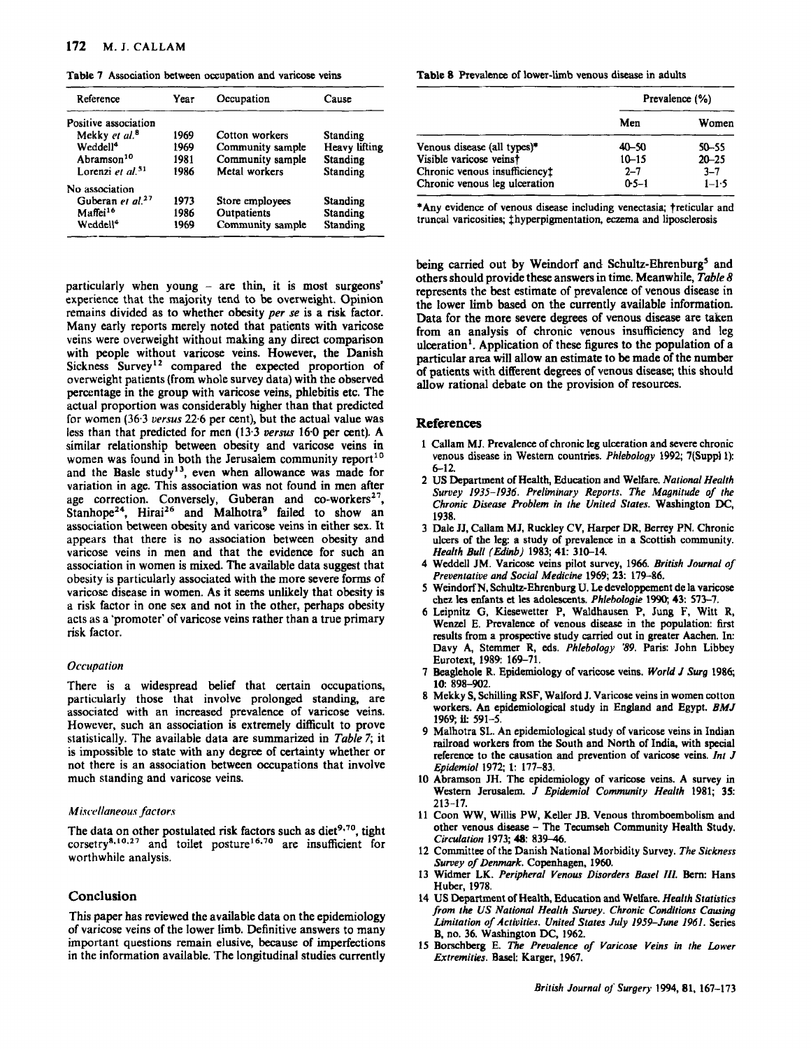Table 7 Association between occupation and varicose veins

| Reference | Year | Occupation | Cause |
|---|---|---|---|
| Positive association | | | |
| Mekky *et al.*[8] | 1969 | Cotton workers | Standing |
| Weddell[4] | 1969 | Community sample | Heavy lifting |
| Abramson[10] | 1981 | Community sample | Standing |
| Lorenzi *et al.*[51] | 1986 | Metal workers | Standing |
| No association | | | |
| Guberan *et al.*[27] | 1973 | Store employees | Standing |
| Maffei[16] | 1986 | Outpatients | Standing |
| Weddell[4] | 1969 | Community sample | Standing |

particularly when young – are thin, it is most surgeons' experience that the majority tend to be overweight. Opinion remains divided as to whether obesity *per se* is a risk factor. Many early reports merely noted that patients with varicose veins were overweight without making any direct comparison with people without varicose veins. However, the Danish Sickness Survey[12] compared the expected proportion of overweight patients (from whole survey data) with the observed percentage in the group with varicose veins, phlebitis etc. The actual proportion was considerably higher than that predicted for women (36·3 *versus* 22·6 per cent), but the actual value was less than that predicted for men (13·3 *versus* 16·0 per cent). A similar relationship between obesity and varicose veins in women was found in both the Jerusalem community report[10] and the Basle study[13], even when allowance was made for variation in age. This association was not found in men after age correction. Conversely, Guberan and co-workers[27], Stanhope[24], Hirai[26] and Malhotra[9] failed to show an association between obesity and varicose veins in either sex. It appears that there is no association between obesity and varicose veins in men and that the evidence for such an association in women is mixed. The available data suggest that obesity is particularly associated with the more severe forms of varicose disease in women. As it seems unlikely that obesity is a risk factor in one sex and not in the other, perhaps obesity acts as a 'promoter' of varicose veins rather than a true primary risk factor.

### *Occupation*

There is a widespread belief that certain occupations, particularly those that involve prolonged standing, are associated with an increased prevalence of varicose veins. However, such an association is extremely difficult to prove statistically. The available data are summarized in *Table 7*; it is impossible to state with any degree of certainty whether or not there is an association between occupations that involve much standing and varicose veins.

### *Miscellaneous factors*

The data on other postulated risk factors such as diet[9,70], tight corsetry[8,10,27] and toilet posture[16,70] are insufficient for worthwhile analysis.

## Conclusion

This paper has reviewed the available data on the epidemiology of varicose veins of the lower limb. Definitive answers to many important questions remain elusive, because of imperfections in the information available. The longitudinal studies currently being carried out by Weindorf and Schultz-Ehrenburg[5] and others should provide these answers in time. Meanwhile, *Table 8* represents the best estimate of prevalence of venous disease in the lower limb based on the currently available information. Data for the more severe degrees of venous disease are taken from an analysis of chronic venous insufficiency and leg ulceration[1]. Application of these figures to the population of a particular area will allow an estimate to be made of the number of patients with different degrees of venous disease; this should allow rational debate on the provision of resources.

Table 8 Prevalence of lower-limb venous disease in adults

| | Prevalence (%) | |
|---|---|---|
| | Men | Women |
| Venous disease (all types)* | 40–50 | 50–55 |
| Visible varicose veins† | 10–15 | 20–25 |
| Chronic venous insufficiency‡ | 2–7 | 3–7 |
| Chronic venous leg ulceration | 0·5–1 | 1–1·5 |

*Any evidence of venous disease including venectasia; †reticular and truncal varicosities; ‡hyperpigmentation, eczema and liposclerosis

## References

1. Callam MJ. Prevalence of chronic leg ulceration and severe chronic venous disease in Western countries. *Phlebology* 1992; 7(Suppl 1): 6–12.
2. US Department of Health, Education and Welfare. *National Health Survey 1935–1936. Preliminary Reports. The Magnitude of the Chronic Disease Problem in the United States.* Washington DC, 1938.
3. Dale JJ, Callam MJ, Ruckley CV, Harper DR, Berrey PN. Chronic ulcers of the leg: a study of prevalence in a Scottish community. *Health Bull (Edinb)* 1983; 41: 310–14.
4. Weddell JM. Varicose veins pilot survey, 1966. *British Journal of Preventative and Social Medicine* 1969; 23: 179–86.
5. Weindorf N, Schultz-Ehrenburg U. Le developpement de la varicose chez les enfants et les adolescents. *Phlebologie* 1990; 43: 573–7.
6. Leipnitz G, Kiesewetter P, Waldhausen P, Jung F, Witt R, Wenzel E. Prevalence of venous disease in the population: first results from a prospective study carried out in greater Aachen. In: Davy A, Stemmer R, eds. *Phlebology '89.* Paris: John Libbey Eurotext, 1989: 169–71.
7. Beaglehole R. Epidemiology of varicose veins. *World J Surg* 1986; 10: 898–902.
8. Mekky S, Schilling RSF, Walford J. Varicose veins in women cotton workers. An epidemiological study in England and Egypt. *BMJ* 1969; ii: 591–5.
9. Malhotra SL. An epidemiological study of varicose veins in Indian railroad workers from the South and North of India, with special reference to the causation and prevention of varicose veins. *Int J Epidemiol* 1972; 1: 177–83.
10. Abramson JH. The epidemiology of varicose veins. A survey in Western Jerusalem. *J Epidemiol Community Health* 1981; 35: 213–17.
11. Coon WW, Willis PW, Keller JB. Venous thromboembolism and other venous disease – The Tecumseh Community Health Study. *Circulation* 1973; 48: 839–46.
12. Committee of the Danish National Morbidity Survey. *The Sickness Survey of Denmark.* Copenhagen, 1960.
13. Widmer LK. *Peripheral Venous Disorders Basel III.* Bern: Hans Huber, 1978.
14. US Department of Health, Education and Welfare. *Health Statistics from the US National Health Survey. Chronic Conditions Causing Limitation of Activities. United States July 1959–June 1961.* Series B, no. 36. Washington DC, 1962.
15. Borschberg E. *The Prevalence of Varicose Veins in the Lower Extremities.* Basel: Karger, 1967.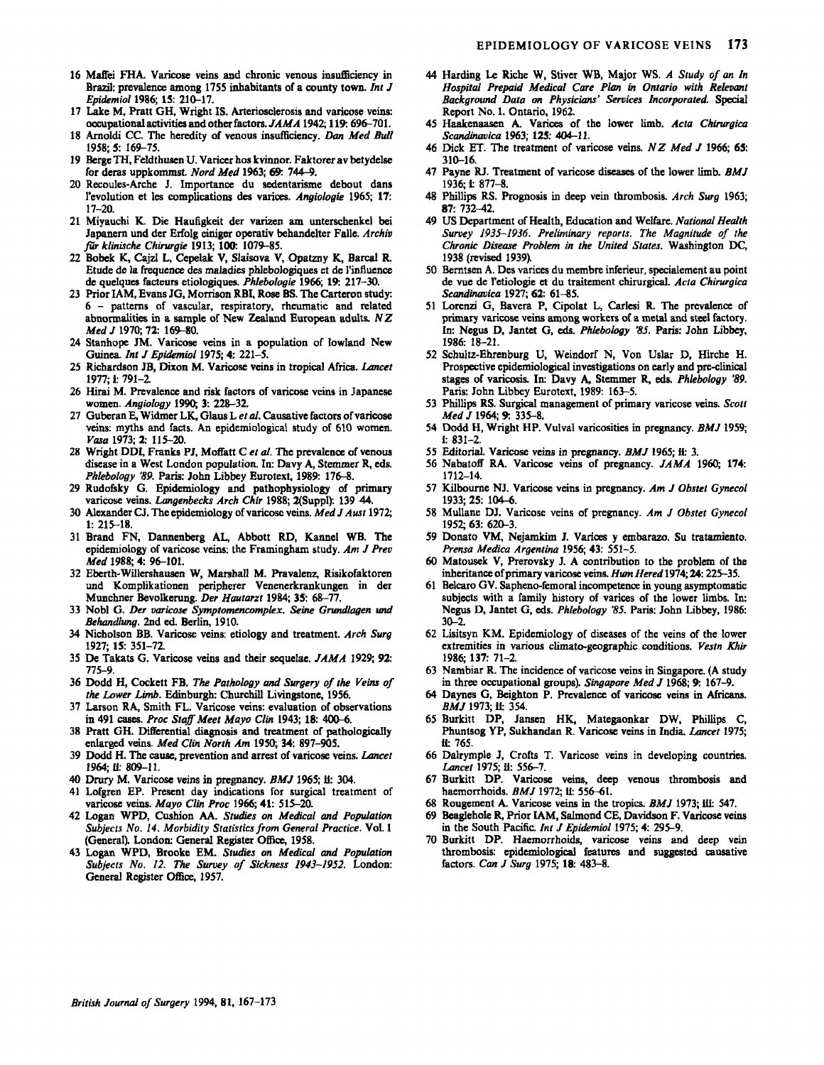16 Maffei FHA. Varicose veins and chronic venous insufficiency in Brazil: prevalence among 1755 inhabitants of a county town. *Int J Epidemiol* 1986; **15**: 210–17.

17 Lake M, Pratt GH, Wright IS. Arteriosclerosis and varicose veins: occupational activities and other factors. *JAMA* 1942; **119**: 696–701.

18 Arnoldi CC. The heredity of venous insufficiency. *Dan Med Bull* 1958; **5**: 169–75.

19 Berge TH, Feldthusen U. Varicer hos kvinnor. Faktorer av betydelse for deras uppkommst. *Nord Med* 1963; **69**: 744–9.

20 Recoules-Arche J. Importance du sedentarisme debout dans l'evolution et les complications des varices. *Angiologie* 1965; **17**: 17–20.

21 Miyauchi K. Die Haufigkeit der varizen am unterschenkel bei Japanern und der Erfolg einiger operativ behandelter Falle. *Archiv für klinische Chirurgie* 1913; **100**: 1079–85.

22 Bobek K, Cajzl L, Cepelak V, Slaisova V, Opatzny K, Barcal R. Etude de la frequence des maladies phlebologiques et de l'influence de quelques facteurs etiologiques. *Phlebologie* 1966; **19**: 217–30.

23 Prior IAM, Evans JG, Morrison RBI, Rose BS. The Carteron study: 6 – patterns of vascular, respiratory, rheumatic and related abnormalities in a sample of New Zealand European adults. *N Z Med J* 1970; **72**: 169–80.

24 Stanhope JM. Varicose veins in a population of lowland New Guinea. *Int J Epidemiol* 1975; **4**: 221–5.

25 Richardson JB, Dixon M. Varicose veins in tropical Africa. *Lancet* 1977; **i**: 791–2.

26 Hirai M. Prevalence and risk factors of varicose veins in Japanese women. *Angiology* 1990; **3**: 228–32.

27 Guberan E, Widmer LK, Glaus L *et al*. Causative factors of varicose veins: myths and facts. An epidemiological study of 610 women. *Vasa* 1973; **2**: 115–20.

28 Wright DDI, Franks PJ, Moffatt C *et al*. The prevalence of venous disease in a West London population. In: Davy A, Stemmer R, eds. *Phlebology '89*. Paris: John Libbey Eurotext, 1989: 176–8.

29 Rudofsky G. Epidemiology and pathophysiology of primary varicose veins. *Langenbecks Arch Chir* 1988; **2**(Suppl): 139 44.

30 Alexander CJ. The epidemiology of varicose veins. *Med J Aust* 1972; **1**: 215–18.

31 Brand FN, Dannenberg AL, Abbott RD, Kannel WB. The epidemiology of varicose veins: the Framingham study. *Am J Prev Med* 1988; **4**: 96–101.

32 Eberth-Willershausen W, Marshall M. Pravalenz, Risikofaktoren und Komplikationen peripherer Venenerkrankungen in der Munchner Bevolkerung. *Der Hautarzt* 1984; **35**: 68–77.

33 Nobl G. *Der varicose Symptomencomplex. Seine Grundlagen und Behandlung*. 2nd ed. Berlin, 1910.

34 Nicholson BB. Varicose veins: etiology and treatment. *Arch Surg* 1927; **15**: 351–72.

35 De Takats G. Varicose veins and their sequelae. *JAMA* 1929; **92**: 775–9.

36 Dodd H, Cockett FB. *The Pathology and Surgery of the Veins of the Lower Limb*. Edinburgh: Churchill Livingstone, 1956.

37 Larson RA, Smith FL. Varicose veins: evaluation of observations in 491 cases. *Proc Staff Meet Mayo Clin* 1943; **18**: 400–6.

38 Pratt GH. Differential diagnosis and treatment of pathologically enlarged veins. *Med Clin North Am* 1950; **34**: 897–905.

39 Dodd H. The cause, prevention and arrest of varicose veins. *Lancet* 1964; **ii**: 809–11.

40 Drury M. Varicose veins in pregnancy. *BMJ* 1965; **ii**: 304.

41 Lofgren EP. Present day indications for surgical treatment of varicose veins. *Mayo Clin Proc* 1966; **41**: 515–20.

42 Logan WPD, Cushion AA. *Studies on Medical and Population Subjects No. 14. Morbidity Statistics from General Practice*. Vol. 1 (General). London: General Register Office, 1958.

43 Logan WPD, Brooke EM. *Studies on Medical and Population Subjects No. 12. The Survey of Sickness 1943–1952*. London: General Register Office, 1957.

44 Harding Le Riche W, Stiver WB, Major WS. *A Study of an In Hospital Prepaid Medical Care Plan in Ontario with Relevant Background Data on Physicians' Services Incorporated*. Special Report No. 1. Ontario, 1962.

45 Haakenaasen A. Varices of the lower limb. *Acta Chirurgica Scandinavica* 1963; **125**: 404–11.

46 Dick ET. The treatment of varicose veins. *N Z Med J* 1966; **65**: 310–16.

47 Payne RJ. Treatment of varicose diseases of the lower limb. *BMJ* 1936; **i**: 877–8.

48 Phillips RS. Prognosis in deep vein thrombosis. *Arch Surg* 1963; **87**: 732–42.

49 US Department of Health, Education and Welfare. *National Health Survey 1935–1936. Preliminary reports. The Magnitude of the Chronic Disease Problem in the United States*. Washington DC, 1938 (revised 1939).

50 Berntsen A. Des varices du membre inferieur, specialement au point de vue de l'etiologie et du traitement chirurgical. *Acta Chirurgica Scandinavica* 1927; **62**: 61–85.

51 Lorenzi G, Bavera P, Cipolat L, Carlesi R. The prevalence of primary varicose veins among workers of a metal and steel factory. In: Negus D, Jantet G, eds. *Phlebology '85*. Paris: John Libbey, 1986: 18–21.

52 Schultz-Ehrenburg U, Weindorf N, Von Uslar D, Hirche H. Prospective epidemiological investigations on early and pre-clinical stages of varicosis. In: Davy A, Stemmer R, eds. *Phlebology '89*. Paris: John Libbey Eurotext, 1989: 163–5.

53 Phillips RS. Surgical management of primary varicose veins. *Scott Med J* 1964; **9**: 335–8.

54 Dodd H, Wright HP. Vulval varicosities in pregnancy. *BMJ* 1959; **i**: 831–2.

55 Editorial. Varicose veins in pregnancy. *BMJ* 1965; **ii**: 3.

56 Nabatoff RA. Varicose veins of pregnancy. *JAMA* 1960; **174**: 1712–14.

57 Kilbourne NJ. Varicose veins in pregnancy. *Am J Obstet Gynecol* 1933; **25**: 104–6.

58 Mullane DJ. Varicose veins of pregnancy. *Am J Obstet Gynecol* 1952; **63**: 620–3.

59 Donato VM, Nejamkim J. Varices y embarazo. Su tratamiento. *Prensa Medica Argentina* 1956; **43**: 551–5.

60 Matousek V, Prerovsky J. A contribution to the problem of the inheritance of primary varicose veins. *Hum Hered* 1974; **24**: 225–35.

61 Belcaro GV. Sapheno-femoral incompetence in young asymptomatic subjects with a family history of varices of the lower limbs. In: Negus D, Jantet G, eds. *Phlebology '85*. Paris: John Libbey, 1986: 30–2.

62 Lisitsyn KM. Epidemiology of diseases of the veins of the lower extremities in various climato-geographic conditions. *Vestn Khir* 1986; **137**: 71–2.

63 Nambiar R. The incidence of varicose veins in Singapore. (A study in three occupational groups). *Singapore Med J* 1968; **9**: 167–9.

64 Daynes G, Beighton P. Prevalence of varicose veins in Africans. *BMJ* 1973; **ii**: 354.

65 Burkitt DP, Jansen HK, Mategaonkar DW, Phillips C, Phuntsog YP, Sukhandan R. Varicose veins in India. *Lancet* 1975; **ii**: 765.

66 Dalrymple J, Crofts T. Varicose veins in developing countries. *Lancet* 1975; **ii**: 556–7.

67 Burkitt DP. Varicose veins, deep venous thrombosis and haemorrhoids. *BMJ* 1972; **ii**: 556–61.

68 Rougement A. Varicose veins in the tropics. *BMJ* 1973; **iii**: 547.

69 Beaglehole R, Prior IAM, Salmond CE, Davidson F. Varicose veins in the South Pacific. *Int J Epidemiol* 1975; **4**: 295–9.

70 Burkitt DP. Haemorrhoids, varicose veins and deep vein thrombosis: epidemiological features and suggested causative factors. *Can J Surg* 1975; **18**: 483–8.